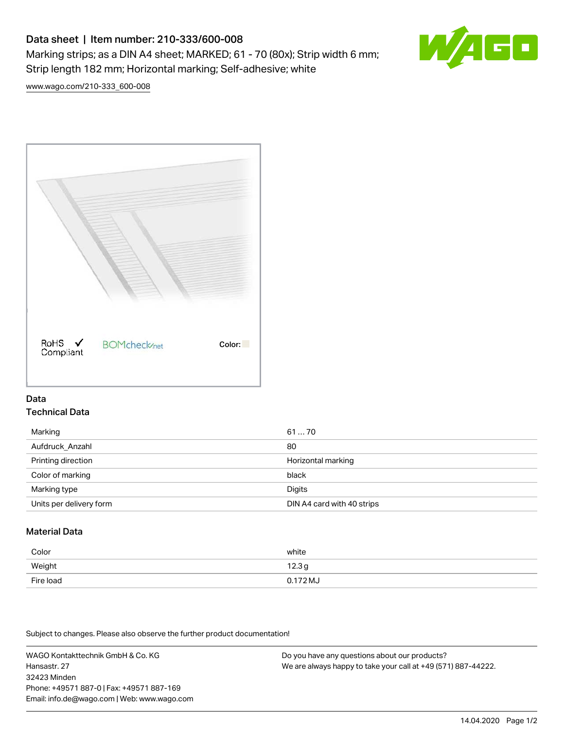# Data sheet | Item number: 210-333/600-008

Marking strips; as a DIN A4 sheet; MARKED; 61 - 70 (80x); Strip width 6 mm; Strip length 182 mm; Horizontal marking; Self-adhesive; white

www.wago.com/210-333_600-008

RoHS Compliant    BOMcheck.net    Color:

## Data

### Technical Data

| | |
|---|---|
| Marking | 61 … 70 |
| Aufdruck_Anzahl | 80 |
| Printing direction | Horizontal marking |
| Color of marking | black |
| Marking type | Digits |
| Units per delivery form | DIN A4 card with 40 strips |

### Material Data

| | |
|---|---|
| Color | white |
| Weight | 12.3 g |
| Fire load | 0.172 MJ |

Subject to changes. Please also observe the further product documentation!

WAGO Kontakttechnik GmbH & Co. KG
Hansastr. 27
32423 Minden
Phone: +49571 887-0 | Fax: +49571 887-169
Email: info.de@wago.com | Web: www.wago.com

Do you have any questions about our products?
We are always happy to take your call at +49 (571) 887-44222.

14.04.2020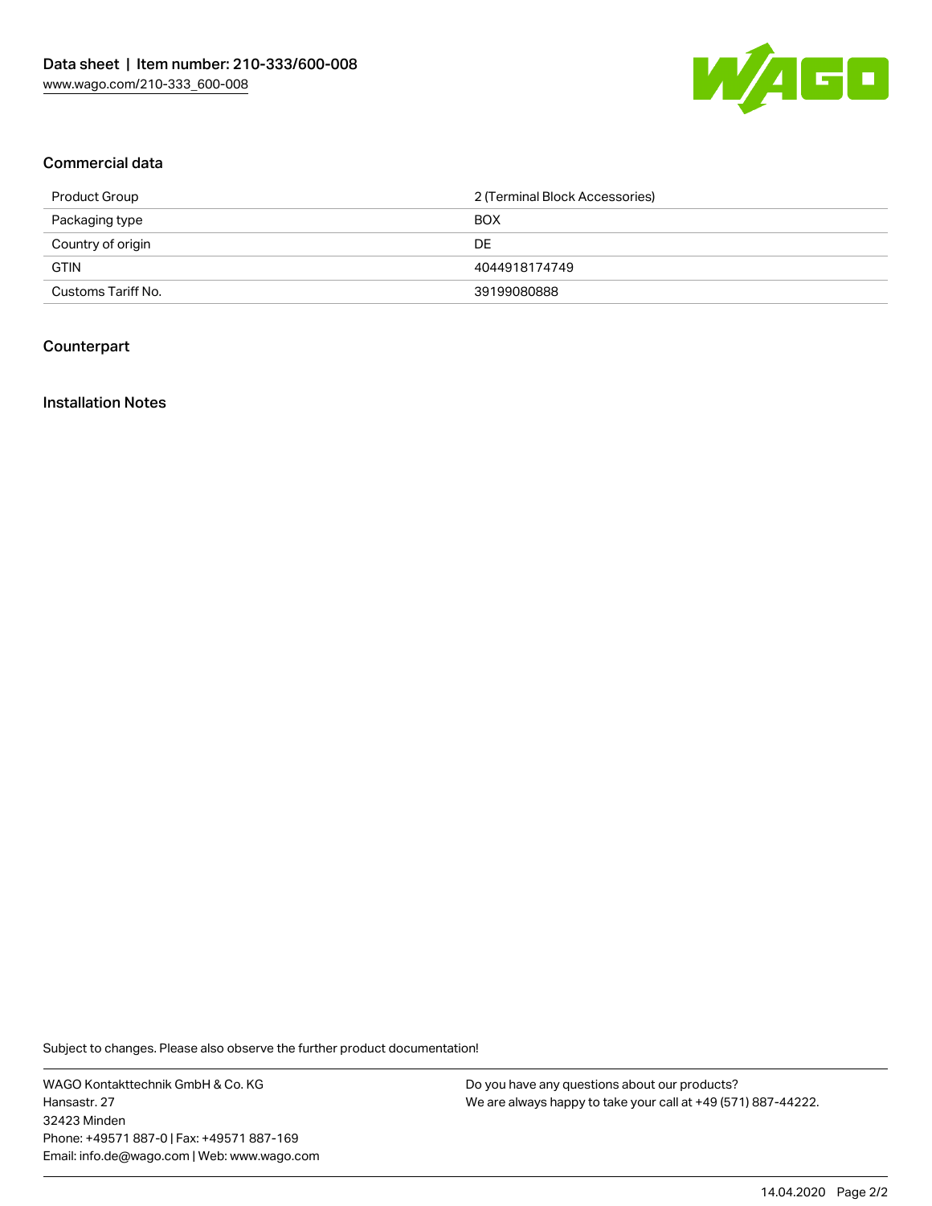## Commercial data

| | |
|---|---|
| Product Group | 2 (Terminal Block Accessories) |
| Packaging type | BOX |
| Country of origin | DE |
| GTIN | 4044918174749 |
| Customs Tariff No. | 39199080888 |

## Counterpart

## Installation Notes

Subject to changes. Please also observe the further product documentation!

WAGO Kontakttechnik GmbH & Co. KG
Hansastr. 27
32423 Minden
Phone: +49571 887-0 | Fax: +49571 887-169
Email: info.de@wago.com | Web: www.wago.com

Do you have any questions about our products?
We are always happy to take your call at +49 (571) 887-44222.

14.04.2020